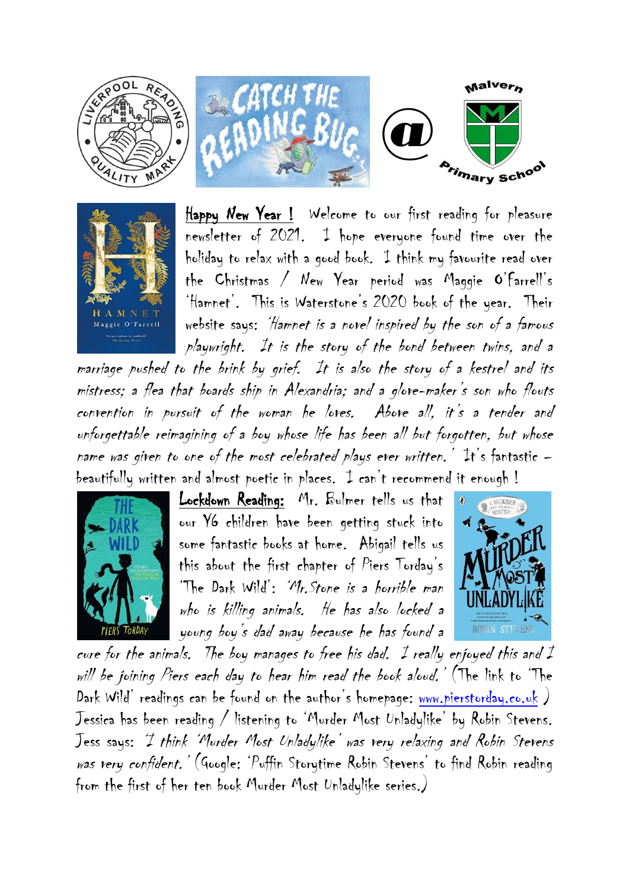**Happy New Year !** Welcome to our first reading for pleasure newsletter of 2021. I hope everyone found time over the holiday to relax with a good book. I think my favourite read over the Christmas / New Year period was Maggie O'Farrell's 'Hamnet'. This is Waterstone's 2020 book of the year. Their website says: *'Hamnet is a novel inspired by the son of a famous playwright. It is the story of the bond between twins, and a marriage pushed to the brink by grief. It is also the story of a kestrel and its mistress; a flea that boards ship in Alexandria; and a glove-maker's son who flouts convention in pursuit of the woman he loves. Above all, it's a tender and unforgettable reimagining of a boy whose life has been all but forgotten, but whose name was given to one of the most celebrated plays ever written.'* It's fantastic – beautifully written and almost poetic in places. I can't recommend it enough !

**Lockdown Reading:** Mr. Bulmer tells us that our Y6 children have been getting stuck into some fantastic books at home. Abigail tells us this about the first chapter of Piers Torday's 'The Dark Wild': *'Mr. Stone is a horrible man who is killing animals. He has also locked a young boy's dad away because he has found a cure for the animals. The boy manages to free his dad. I really enjoyed this and I will be joining Piers each day to hear him read the book aloud.'* (The link to 'The Dark Wild' readings can be found on the author's homepage: www.pierstorday.co.uk ) Jessica has been reading / listening to 'Murder Most Unladylike' by Robin Stevens. Jess says: *'I think 'Murder Most Unladylike' was very relaxing and Robin Stevens was very confident.'* (Google: 'Puffin Storytime Robin Stevens' to find Robin reading from the first of her ten book Murder Most Unladylike series.)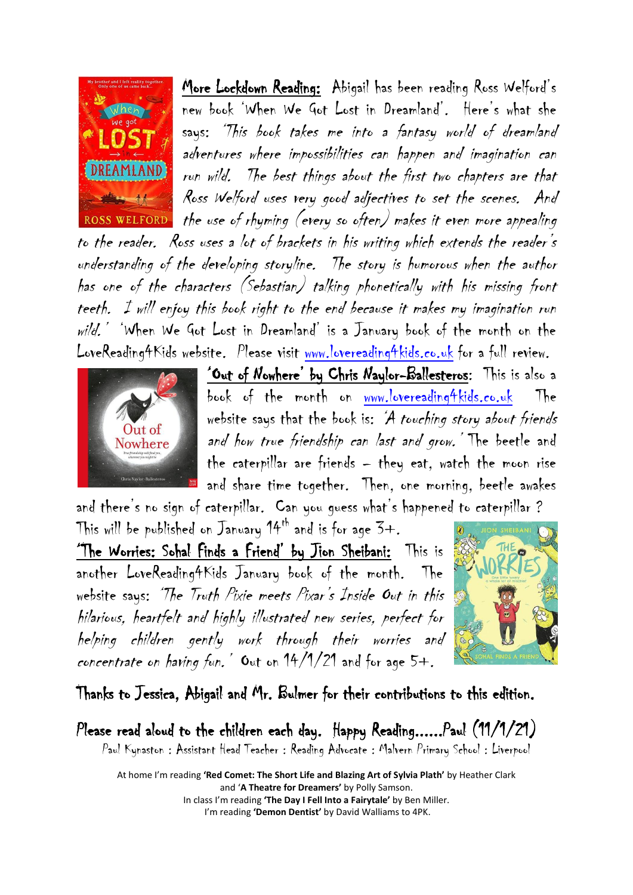**More Lockdown Reading:** Abigail has been reading Ross Welford's new book 'When We Got Lost in Dreamland'. Here's what she says: *'This book takes me into a fantasy world of dreamland adventures where impossibilities can happen and imagination can run wild. The best things about the first two chapters are that Ross Welford uses very good adjectives to set the scenes. And the use of rhyming (every so often) makes it even more appealing to the reader. Ross uses a lot of brackets in his writing which extends the reader's understanding of the developing storyline. The story is humorous when the author has one of the characters (Sebastian) talking phonetically with his missing front teeth. I will enjoy this book right to the end because it makes my imagination run wild.'* 'When We Got Lost in Dreamland' is a January book of the month on the LoveReading4Kids website. Please visit www.lovereading4kids.co.uk for a full review.

**'Out of Nowhere' by Chris Naylor-Ballesteros:** This is also a book of the month on www.lovereading4kids.co.uk The website says that the book is: *'A touching story about friends and how true friendship can last and grow.'* The beetle and the caterpillar are friends – they eat, watch the moon rise and share time together. Then, one morning, beetle awakes and there's no sign of caterpillar. Can you guess what's happened to caterpillar? This will be published on January 14th and is for age 3+.

**'The Worries: Sohal Finds a Friend' by Jion Sheibani:** This is another LoveReading4Kids January book of the month. The website says: *'The Truth Pixie meets Pixar's Inside Out in this hilarious, heartfelt and highly illustrated new series, perfect for helping children gently work through their worries and concentrate on having fun.'* Out on 14/1/21 and for age 5+.

Thanks to Jessica, Abigail and Mr. Bulmer for their contributions to this edition.

Please read aloud to the children each day. Happy Reading......Paul (11/1/21)

Paul Kynaston : Assistant Head Teacher : Reading Advocate : Malvern Primary School : Liverpool

At home I'm reading **'Red Comet: The Short Life and Blazing Art of Sylvia Plath'** by Heather Clark and **'A Theatre for Dreamers'** by Polly Samson.
In class I'm reading **'The Day I Fell Into a Fairytale'** by Ben Miller.
I'm reading **'Demon Dentist'** by David Walliams to 4PK.